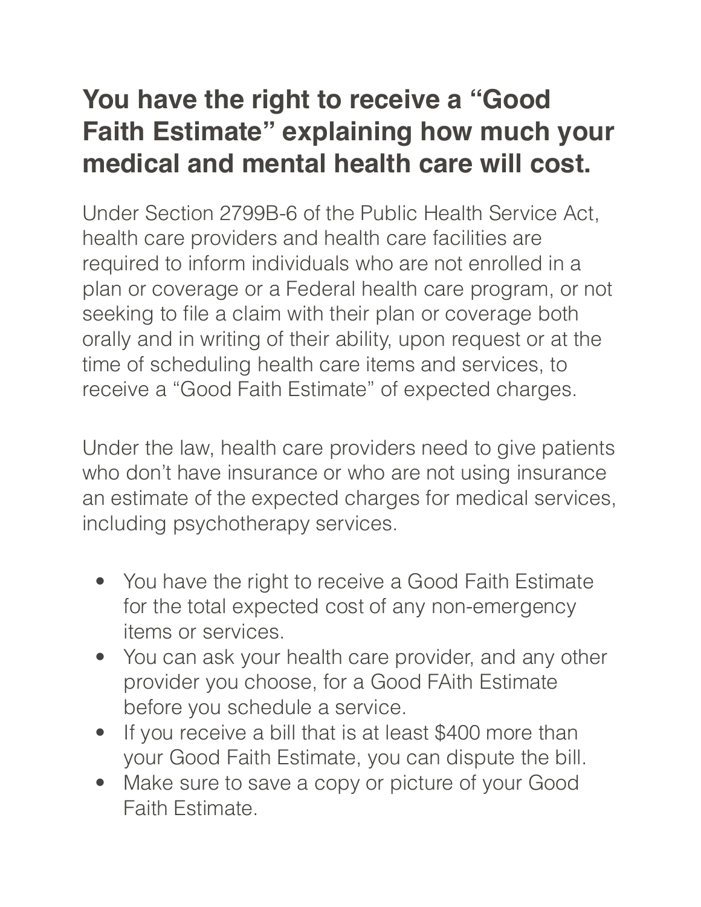# You have the right to receive a "Good Faith Estimate" explaining how much your medical and mental health care will cost.

Under Section 2799B-6 of the Public Health Service Act, health care providers and health care facilities are required to inform individuals who are not enrolled in a plan or coverage or a Federal health care program, or not seeking to file a claim with their plan or coverage both orally and in writing of their ability, upon request or at the time of scheduling health care items and services, to receive a "Good Faith Estimate" of expected charges.

Under the law, health care providers need to give patients who don't have insurance or who are not using insurance an estimate of the expected charges for medical services, including psychotherapy services.

- You have the right to receive a Good Faith Estimate for the total expected cost of any non-emergency items or services.
- You can ask your health care provider, and any other provider you choose, for a Good FAith Estimate before you schedule a service.
- If you receive a bill that is at least $400 more than your Good Faith Estimate, you can dispute the bill.
- Make sure to save a copy or picture of your Good Faith Estimate.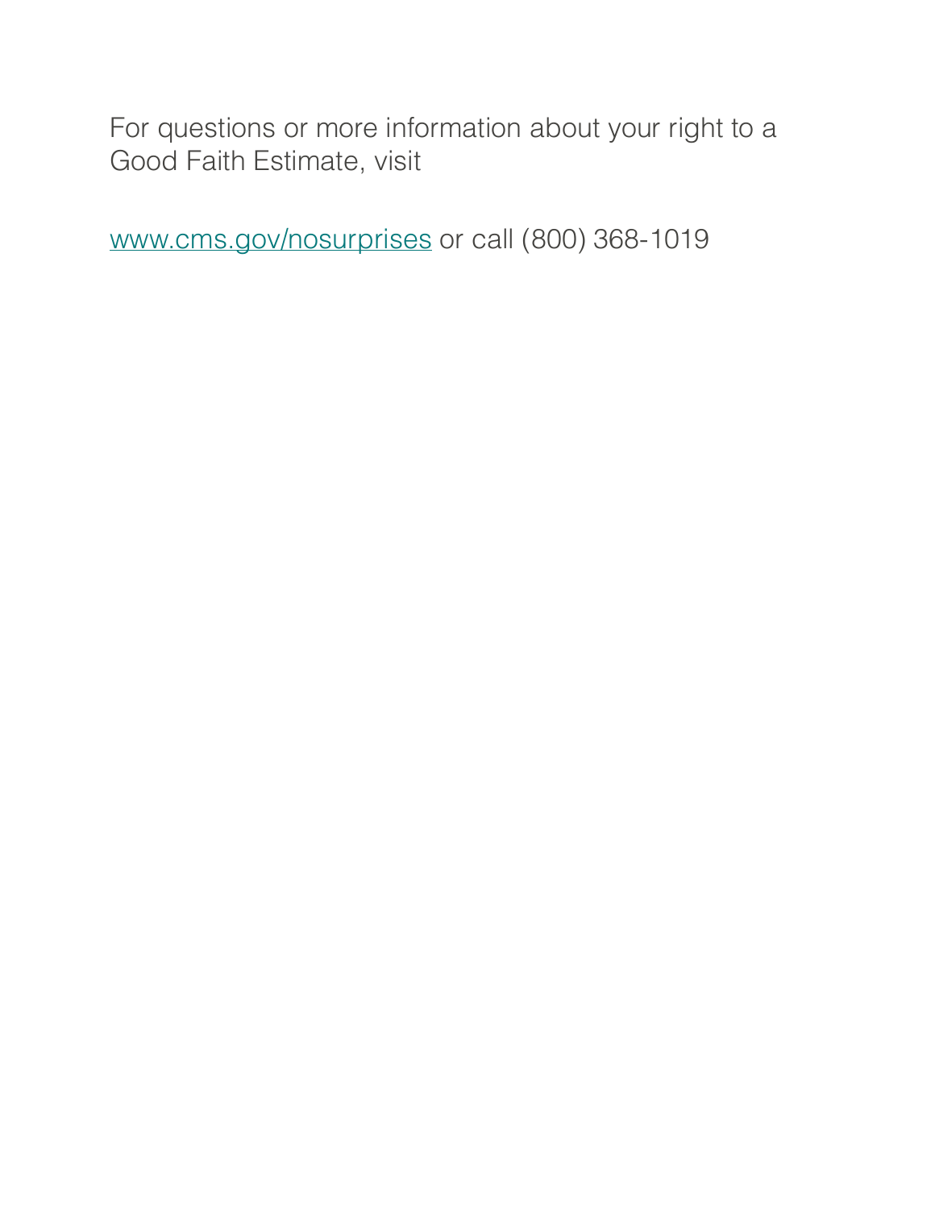For questions or more information about your right to a Good Faith Estimate, visit

[www.cms.gov/nosurprises](http://www.cms.gov/nosurprises) or call (800) 368-1019